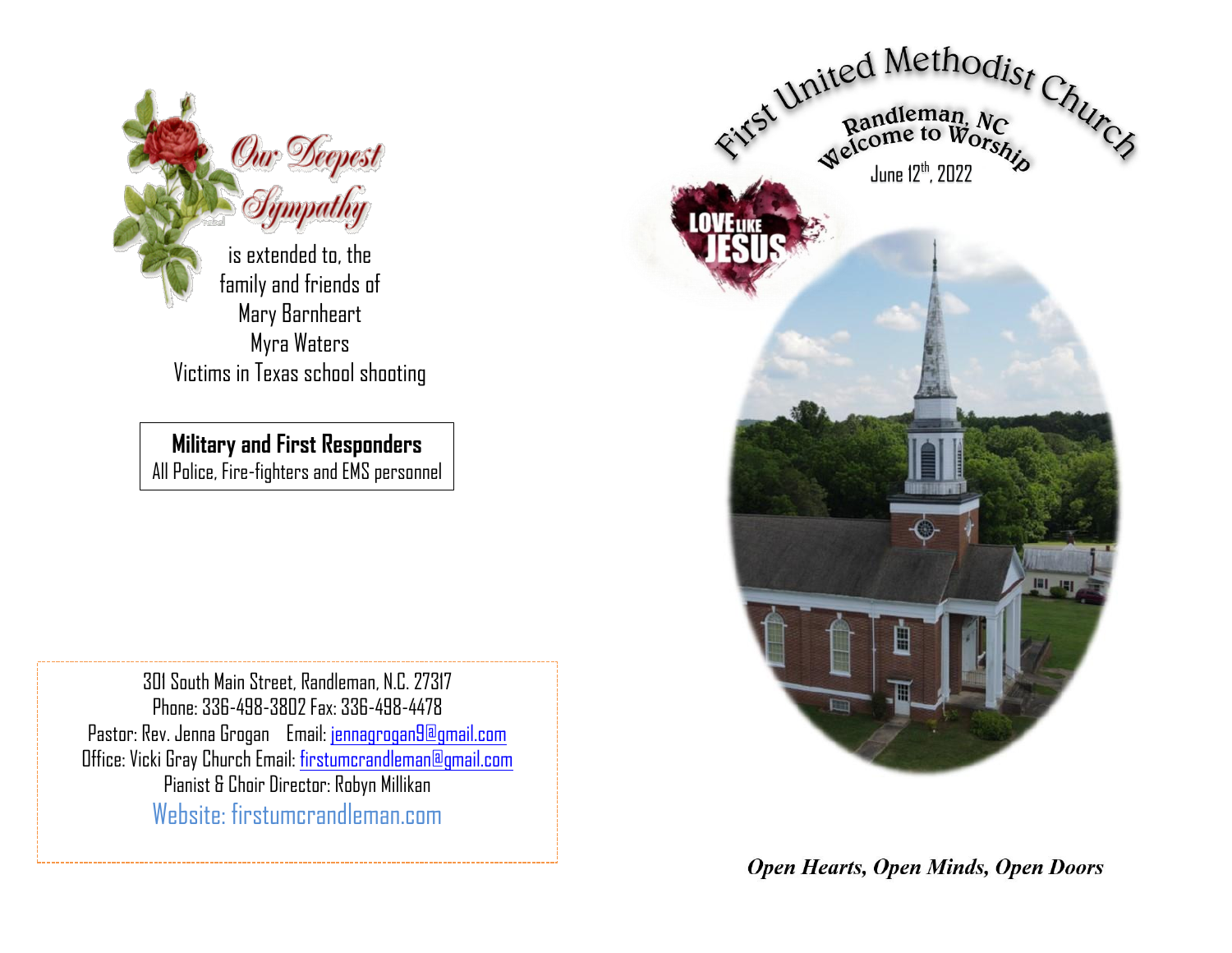## Our Deepest Sympathy

is extended to, the family and friends of
Mary Barnheart
Myra Waters
Victims in Texas school shooting

**Military and First Responders**
All Police, Fire-fighters and EMS personnel

301 South Main Street, Randleman, N.C. 27317
Phone: 336-498-3802 Fax: 336-498-4478
Pastor: Rev. Jenna Grogan Email: jennagrogan9@gmail.com
Office: Vicki Gray Church Email: firstumcrandleman@gmail.com
Pianist & Choir Director: Robyn Millikan
Website: firstumcrandleman.com

# First United Methodist Church

## Randleman, NC
## Welcome to Worship

June 12th, 2022

LOVE LIKE JESUS

*Open Hearts, Open Minds, Open Doors*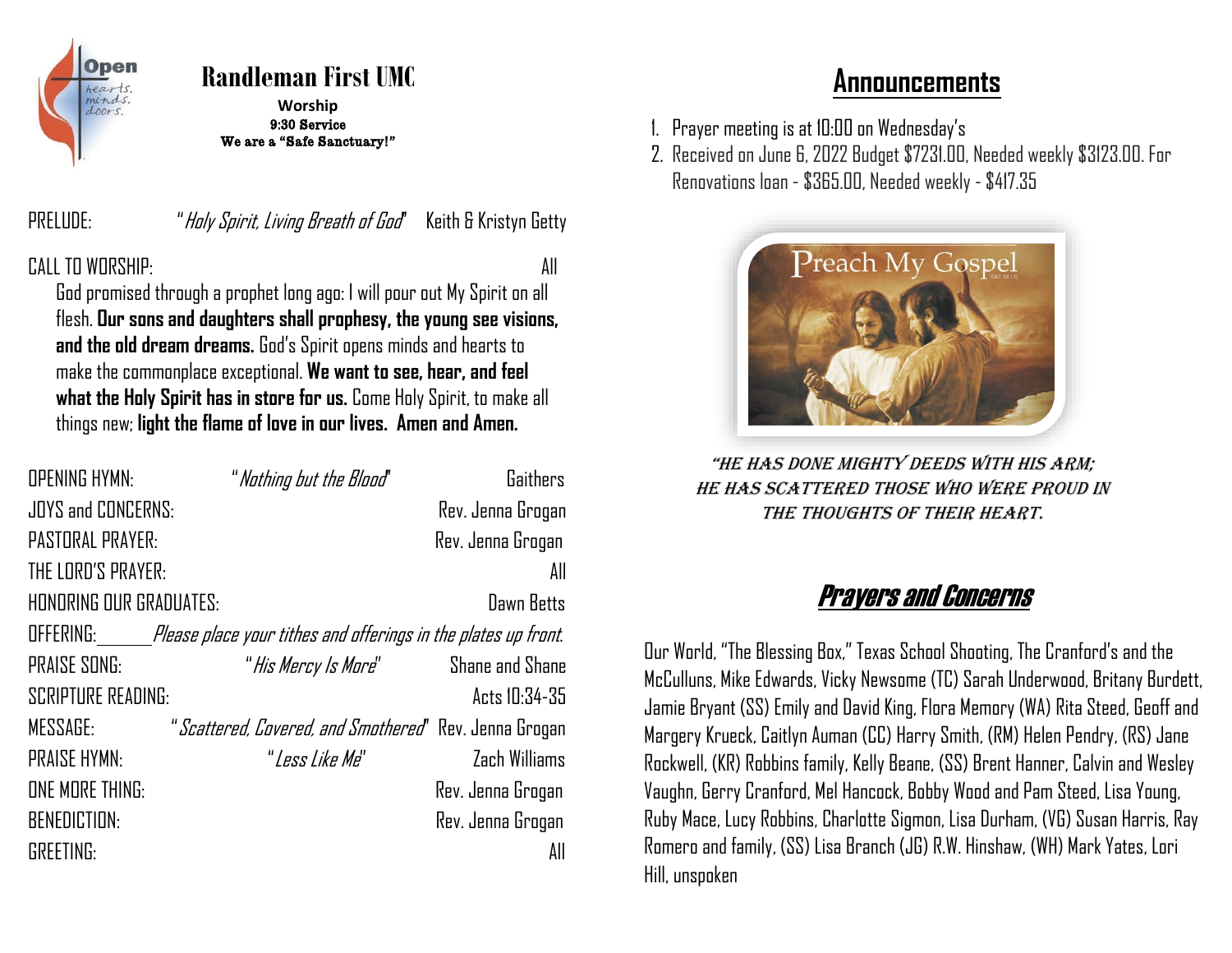# Randleman First UMC

**Worship**
**9:30 Service**
**We are a "Safe Sanctuary!"**

PRELUDE: "*Holy Spirit, Living Breath of God*" Keith & Kristyn Getty

CALL TO WORSHIP: All

God promised through a prophet long ago: I will pour out My Spirit on all flesh. **Our sons and daughters shall prophesy, the young see visions, and the old dream dreams.** God's Spirit opens minds and hearts to make the commonplace exceptional. **We want to see, hear, and feel what the Holy Spirit has in store for us.** Come Holy Spirit, to make all things new; **light the flame of love in our lives. Amen and Amen.**

OPENING HYMN: "*Nothing but the Blood*" Gaithers

JOYS and CONCERNS: Rev. Jenna Grogan

PASTORAL PRAYER: Rev. Jenna Grogan

THE LORD'S PRAYER: All

HONORING OUR GRADUATES: Dawn Betts

OFFERING:\_\_\_\_\_\_*Please place your tithes and offerings in the plates up front.*

PRAISE SONG: "*His Mercy Is More*" Shane and Shane

SCRIPTURE READING: Acts 10:34-35

MESSAGE: "*Scattered, Covered, and Smothered*" Rev. Jenna Grogan

PRAISE HYMN: "*Less Like Me*" Zach Williams

ONE MORE THING: Rev. Jenna Grogan

BENEDICTION: Rev. Jenna Grogan

GREETING: All

## Announcements

1. Prayer meeting is at 10:00 on Wednesday's
2. Received on June 6, 2022 Budget $7231.00, Needed weekly $3123.00. For Renovations loan - $365.00, Needed weekly - $417.35

*"HE HAS DONE MIGHTY DEEDS WITH HIS ARM; HE HAS SCATTERED THOSE WHO WERE PROUD IN THE THOUGHTS OF THEIR HEART.*

## Prayers and Concerns

Our World, "The Blessing Box," Texas School Shooting, The Cranford's and the McCulluns, Mike Edwards, Vicky Newsome (TC) Sarah Underwood, Britany Burdett, Jamie Bryant (SS) Emily and David King, Flora Memory (WA) Rita Steed, Geoff and Margery Krueck, Caitlyn Auman (CC) Harry Smith, (RM) Helen Pendry, (RS) Jane Rockwell, (KR) Robbins family, Kelly Beane, (SS) Brent Hanner, Calvin and Wesley Vaughn, Gerry Cranford, Mel Hancock, Bobby Wood and Pam Steed, Lisa Young, Ruby Mace, Lucy Robbins, Charlotte Sigmon, Lisa Durham, (VG) Susan Harris, Ray Romero and family, (SS) Lisa Branch (JG) R.W. Hinshaw, (WH) Mark Yates, Lori Hill, unspoken